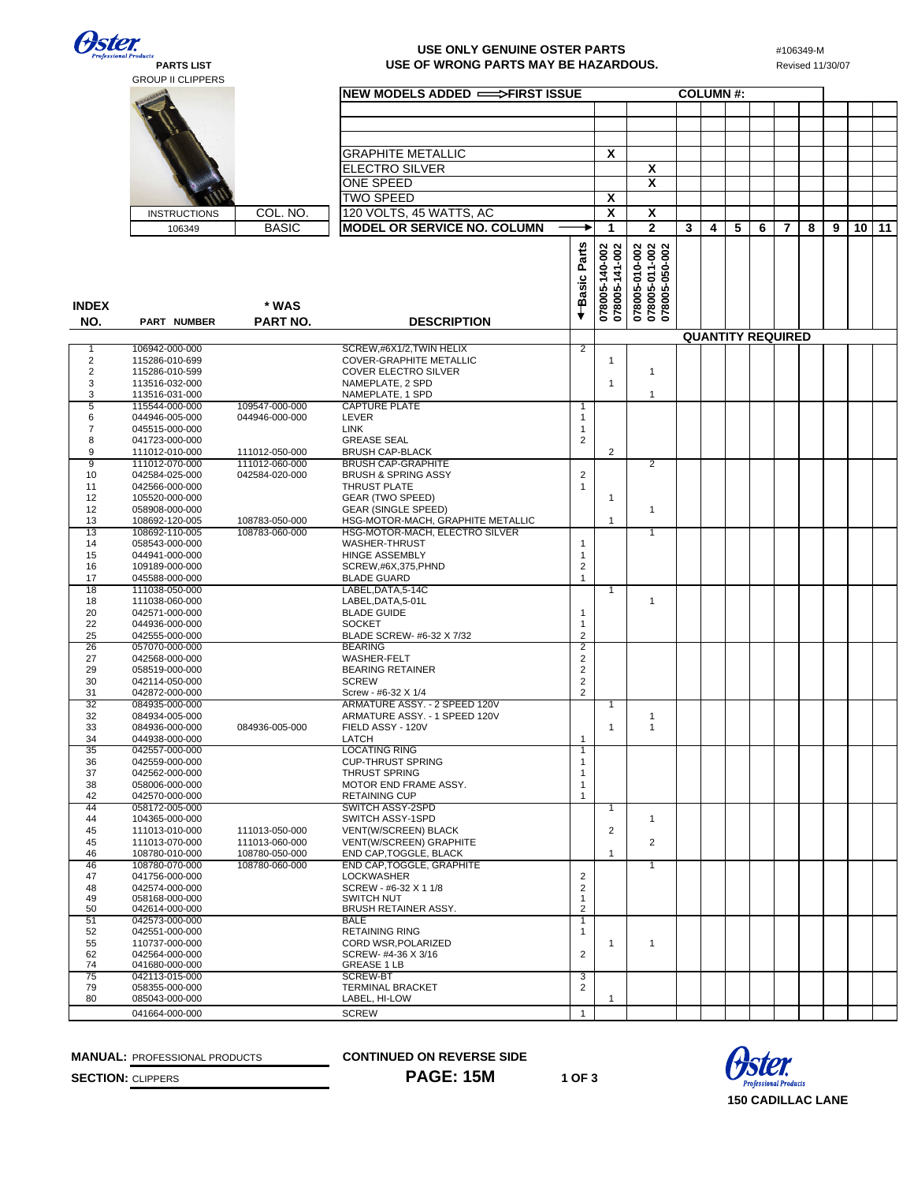**Oster Professional Products**

**PARTS LIST**

GROUP II CLIPPERS

**USE ONLY GENUINE OSTER PARTS**
**USE OF WRONG PARTS MAY BE HAZARDOUS.**

#106349-M
Revised 11/30/07

| INSTRUCTIONS | COL. NO. |
|---|---|
| 106349 | BASIC |

| NEW MODELS ADDED ⟹ FIRST ISSUE | | | COLUMN #: | | | | | | | | | |
|---|---|---|---|---|---|---|---|---|---|---|---|---|
| GRAPHITE METALLIC | X | | | | | | | | | | | |
| ELECTRO SILVER | | X | | | | | | | | | | |
| ONE SPEED | | X | | | | | | | | | | |
| TWO SPEED | X | | | | | | | | | | | |
| 120 VOLTS, 45 WATTS, AC | X | X | | | | | | | | | | |
| MODEL OR SERVICE NO. COLUMN → | 1 | 2 | 3 | 4 | 5 | 6 | 7 | 8 | 9 | 10 | 11 | |
| | 078005-140-002 078005-141-002 | 078005-010-002 078005-011-002 078005-050-002 | | | | | | | | | | |

| INDEX NO. | PART NUMBER | * WAS PART NO. | DESCRIPTION | Basic Parts | 1 | 2 | 3 | 4 | 5 | 6 | 7 | 8 | 9 | 10 | 11 |
|---|---|---|---|---|---|---|---|---|---|---|---|---|---|---|---|
| | | | | | **QUANTITY REQUIRED** | | | | | | | | | | |
| 1 | 106942-000-000 | | SCREW,#6X1/2,TWIN HELIX | 2 | | | | | | | | | | | |
| 2 | 115286-010-699 | | COVER-GRAPHITE METALLIC | | 1 | | | | | | | | | | |
| 2 | 115286-010-599 | | COVER ELECTRO SILVER | | | 1 | | | | | | | | | |
| 3 | 113516-032-000 | | NAMEPLATE, 2 SPD | | 1 | | | | | | | | | | |
| 3 | 113516-031-000 | | NAMEPLATE, 1 SPD | | | 1 | | | | | | | | | |
| 5 | 115544-000-000 | 109547-000-000 | CAPTURE PLATE | 1 | | | | | | | | | | | |
| 6 | 044946-005-000 | 044946-000-000 | LEVER | 1 | | | | | | | | | | | |
| 7 | 045515-000-000 | | LINK | 1 | | | | | | | | | | | |
| 8 | 041723-000-000 | | GREASE SEAL | 2 | | | | | | | | | | | |
| 9 | 111012-010-000 | 111012-050-000 | BRUSH CAP-BLACK | | 2 | | | | | | | | | | |
| 9 | 111012-070-000 | 111012-060-000 | BRUSH CAP-GRAPHITE | | | 2 | | | | | | | | | |
| 10 | 042584-025-000 | 042584-020-000 | BRUSH & SPRING ASSY | 2 | | | | | | | | | | | |
| 11 | 042566-000-000 | | THRUST PLATE | 1 | | | | | | | | | | | |
| 12 | 105520-000-000 | | GEAR (TWO SPEED) | | 1 | | | | | | | | | | |
| 12 | 058908-000-000 | | GEAR (SINGLE SPEED) | | | 1 | | | | | | | | | |
| 13 | 108692-120-005 | 108783-050-000 | HSG-MOTOR-MACH, GRAPHITE METALLIC | | 1 | | | | | | | | | | |
| 13 | 108692-110-005 | 108783-060-000 | HSG-MOTOR-MACH, ELECTRO SILVER | | | 1 | | | | | | | | | |
| 14 | 058543-000-000 | | WASHER-THRUST | 1 | | | | | | | | | | | |
| 15 | 044941-000-000 | | HINGE ASSEMBLY | 1 | | | | | | | | | | | |
| 16 | 109189-000-000 | | SCREW,#6X,375,PHND | 2 | | | | | | | | | | | |
| 17 | 045588-000-000 | | BLADE GUARD | 1 | | | | | | | | | | | |
| 18 | 111038-050-000 | | LABEL,DATA,5-14C | | 1 | | | | | | | | | | |
| 18 | 111038-060-000 | | LABEL,DATA,5-01L | | | 1 | | | | | | | | | |
| 20 | 042571-000-000 | | BLADE GUIDE | 1 | | | | | | | | | | | |
| 22 | 044936-000-000 | | SOCKET | 1 | | | | | | | | | | | |
| 25 | 042555-000-000 | | BLADE SCREW- #6-32 X 7/32 | 2 | | | | | | | | | | | |
| 26 | 057070-000-000 | | BEARING | 2 | | | | | | | | | | | |
| 27 | 042568-000-000 | | WASHER-FELT | 2 | | | | | | | | | | | |
| 29 | 058519-000-000 | | BEARING RETAINER | 2 | | | | | | | | | | | |
| 30 | 042114-050-000 | | SCREW | 2 | | | | | | | | | | | |
| 31 | 042872-000-000 | | Screw - #6-32 X 1/4 | 2 | | | | | | | | | | | |
| 32 | 084935-000-000 | | ARMATURE ASSY. - 2 SPEED 120V | | 1 | | | | | | | | | | |
| 32 | 084934-005-000 | | ARMATURE ASSY. - 1 SPEED 120V | | | 1 | | | | | | | | | |
| 33 | 084936-000-000 | 084936-005-000 | FIELD ASSY - 120V | | 1 | 1 | | | | | | | | | |
| 34 | 044938-000-000 | | LATCH | 1 | | | | | | | | | | | |
| 35 | 042557-000-000 | | LOCATING RING | 1 | | | | | | | | | | | |
| 36 | 042559-000-000 | | CUP-THRUST SPRING | 1 | | | | | | | | | | | |
| 37 | 042562-000-000 | | THRUST SPRING | 1 | | | | | | | | | | | |
| 38 | 058006-000-000 | | MOTOR END FRAME ASSY. | 1 | | | | | | | | | | | |
| 42 | 042570-000-000 | | RETAINING CUP | 1 | | | | | | | | | | | |
| 44 | 058172-005-000 | | SWITCH ASSY-2SPD | | 1 | | | | | | | | | | |
| 44 | 104365-000-000 | | SWITCH ASSY-1SPD | | | 1 | | | | | | | | | |
| 45 | 111013-010-000 | 111013-050-000 | VENT(W/SCREEN) BLACK | | 2 | | | | | | | | | | |
| 45 | 111013-070-000 | 111013-060-000 | VENT(W/SCREEN) GRAPHITE | | | 2 | | | | | | | | | |
| 46 | 108780-010-000 | 108780-050-000 | END CAP,TOGGLE, BLACK | | 1 | | | | | | | | | | |
| 46 | 108780-070-000 | 108780-060-000 | END CAP,TOGGLE, GRAPHITE | | | 1 | | | | | | | | | |
| 47 | 041756-000-000 | | LOCKWASHER | 2 | | | | | | | | | | | |
| 48 | 042574-000-000 | | SCREW - #6-32 X 1 1/8 | 2 | | | | | | | | | | | |
| 49 | 058168-000-000 | | SWITCH NUT | 1 | | | | | | | | | | | |
| 50 | 042614-000-000 | | BRUSH RETAINER ASSY. | 2 | | | | | | | | | | | |
| 51 | 042573-000-000 | | BALE | 1 | | | | | | | | | | | |
| 52 | 042551-000-000 | | RETAINING RING | 1 | | | | | | | | | | | |
| 55 | 110737-000-000 | | CORD WSR,POLARIZED | | 1 | 1 | | | | | | | | | |
| 62 | 042564-000-000 | | SCREW- #4-36 X 3/16 | 2 | | | | | | | | | | | |
| 74 | 041680-000-000 | | GREASE 1 LB | | | | | | | | | | | | |
| 75 | 042113-015-000 | | SCREW-BT | 3 | | | | | | | | | | | |
| 79 | 058355-000-000 | | TERMINAL BRACKET | 2 | | | | | | | | | | | |
| 80 | 085043-000-000 | | LABEL, HI-LOW | | 1 | | | | | | | | | | |
| | 041664-000-000 | | SCREW | 1 | | | | | | | | | | | |

**MANUAL:** PROFESSIONAL PRODUCTS

**SECTION:** CLIPPERS

**CONTINUED ON REVERSE SIDE**

**PAGE: 15M**

**Oster Professional Products**

**150 CADILLAC LANE**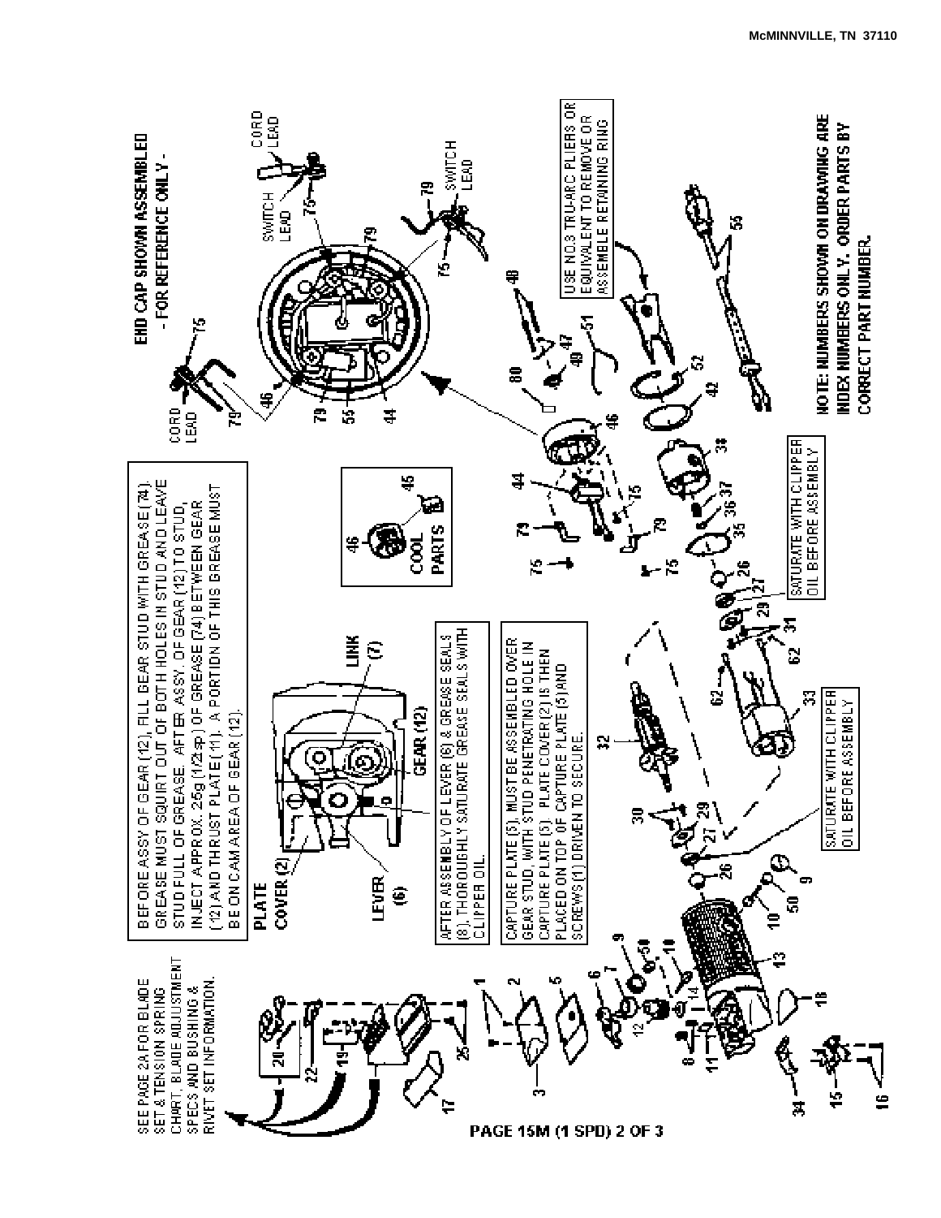McMINNVILLE, TN 37110

SEE PAGE 2A FOR BLADE SET & TENSION SPRING CHART, BLADE ADJUSTMENT SPECS AND BUSHING & RIVET SET INFORMATION.

BEFORE ASSY OF GEAR (12), FILL GEAR STUD WITH GREASE (74). GREASE MUST SQUIRT OUT OF BOTH HOLES IN STUD AND LEAVE STUD FULL OF GREASE. AFTER ASSY. OF GEAR (12) TO STUD, INJECT APPROX. 2.5g (1/2tsp) OF GREASE (74) BETWEEN GEAR (12) AND THRUST PLATE (11). A PORTION OF THIS GREASE MUST BE ON CAM AREA OF GEAR (12).

PLATE COVER (2)

LEVER (6)

LINK (7)

GEAR (12)

AFTER ASSEMBLY OF LEVER (6) & GREASE SEALS (8), THOROUGHLY SATURATE GREASE SEALS WITH CLIPPER OIL.

CAPTURE PLATE (5) MUST BE ASSEMBLED OVER GEAR STUD, WITH STUD PENETRATING HOLE IN CAPTURE PLATE (5). PLATE COVER (2) IS THEN PLACED ON TOP OF CAPTURE PLATE (5) AND SCREWS (1) DRIVEN TO SECURE.

COOL PARTS

SATURATE WITH CLIPPER OIL BEFORE ASSEMBLY

SATURATE WITH CLIPPER OIL BEFORE ASSEMBLY

**END CAP SHOWN ASSEMBLED - FOR REFERENCE ONLY -**

CORD LEAD

SWITCH LEAD

SWITCH LEAD

CORD LEAD

USE NO.3 TRU-ARC PLIERS OR EQUIVALENT TO REMOVE OR ASSEMBLE RETAINING RING

**NOTE: NUMBERS SHOWN ON DRAWING ARE INDEX NUMBERS ONLY. ORDER PARTS BY CORRECT PART NUMBER.**

PAGE 15M (1 SPD) 2 OF 3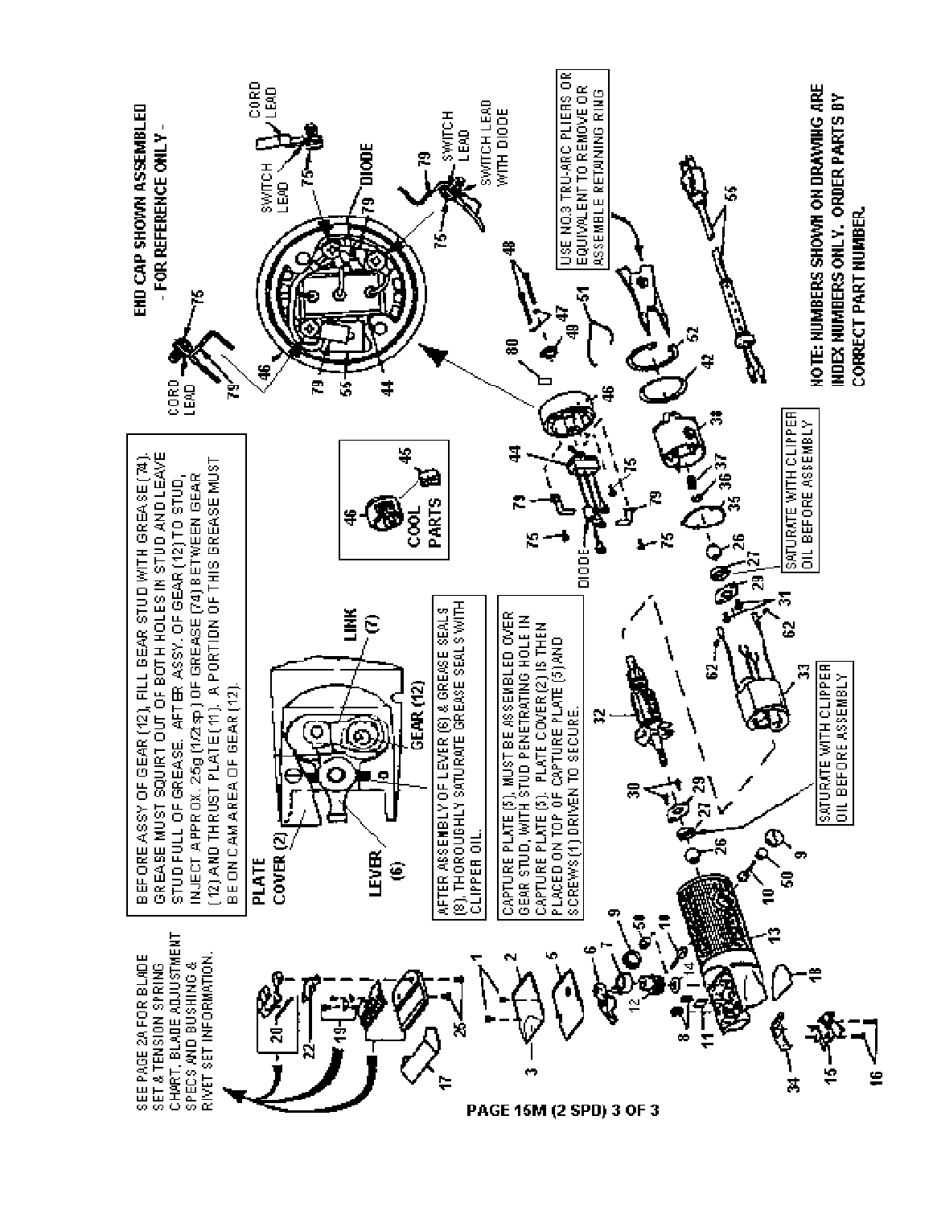END CAP SHOWN ASSEMBLED - FOR REFERENCE ONLY -

CORD LEAD

SWITCH LEAD

DIODE

SWITCH LEAD

SWITCH LEAD WITH DIODE

CORD LEAD

USE NO.3 TRU-ARC PLIERS OR EQUIVALENT TO REMOVE OR ASSEMBLE RETAINING RING

BEFORE ASSY OF GEAR (12), FILL GEAR STUD WITH GREASE (74). GREASE MUST SQUIRT OUT OF BOTH HOLES IN STUD AND LEAVE STUD FULL OF GREASE. AFTER ASSY. OF GEAR (12) TO STUD, INJECT APPROX. 25g (1/2tsp.) OF GREASE (74) BETWEEN GEAR (12) AND THRUST PLATE (11). A PORTION OF THIS GREASE MUST BE ON CAM AREA OF GEAR (12).

PLATE COVER (2)

LINK (7)

GEAR (12)

LEVER (6)

COOL PARTS

AFTER ASSEMBLY OF LEVER (6) & GREASE SEALS (8), THOROUGHLY SATURATE GREASE SEALS WITH CLIPPER OIL.

CAPTURE PLATE (5), MUST BE ASSEMBLED OVER GEAR STUD, WITH STUD PENETRATING HOLE IN CAPTURE PLATE (5). PLATE COVER (2) IS THEN PLACED ON TOP OF CAPTURE PLATE (5) AND SCREWS (1) DRIVEN TO SECURE.

SATURATE WITH CLIPPER OIL BEFORE ASSEMBLY

SATURATE WITH CLIPPER OIL BEFORE ASSEMBLY

SEE PAGE 2A FOR BLADE SET & TENSION SPRING CHART, BLADE ADJUSTMENT SPECS AND BUSHING & RIVET SET INFORMATION.

NOTE: NUMBERS SHOWN ON DRAWING ARE INDEX NUMBERS ONLY. ORDER PARTS BY CORRECT PART NUMBER.

PAGE 16M (2 SPD) 3 OF 3